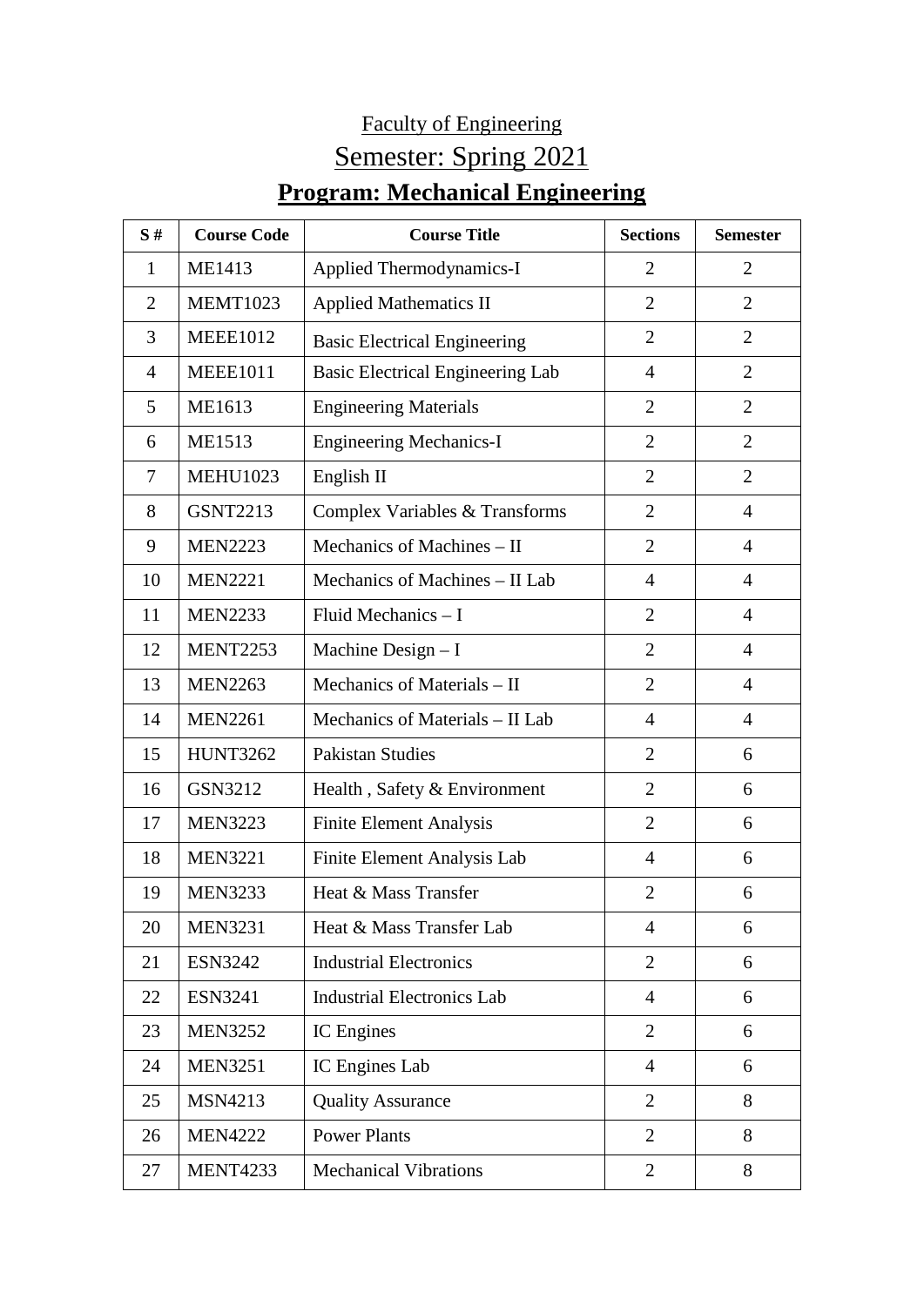Faculty of Engineering

Semester: Spring 2021

# Program: Mechanical Engineering

| S # | Course Code | Course Title | Sections | Semester |
|---|---|---|---|---|
| 1 | ME1413 | Applied Thermodynamics-I | 2 | 2 |
| 2 | MEMT1023 | Applied Mathematics II | 2 | 2 |
| 3 | MEEE1012 | Basic Electrical Engineering | 2 | 2 |
| 4 | MEEE1011 | Basic Electrical Engineering Lab | 4 | 2 |
| 5 | ME1613 | Engineering Materials | 2 | 2 |
| 6 | ME1513 | Engineering Mechanics-I | 2 | 2 |
| 7 | MEHU1023 | English II | 2 | 2 |
| 8 | GSNT2213 | Complex Variables & Transforms | 2 | 4 |
| 9 | MEN2223 | Mechanics of Machines – II | 2 | 4 |
| 10 | MEN2221 | Mechanics of Machines – II Lab | 4 | 4 |
| 11 | MEN2233 | Fluid Mechanics – I | 2 | 4 |
| 12 | MENT2253 | Machine Design – I | 2 | 4 |
| 13 | MEN2263 | Mechanics of Materials – II | 2 | 4 |
| 14 | MEN2261 | Mechanics of Materials – II Lab | 4 | 4 |
| 15 | HUNT3262 | Pakistan Studies | 2 | 6 |
| 16 | GSN3212 | Health , Safety & Environment | 2 | 6 |
| 17 | MEN3223 | Finite Element Analysis | 2 | 6 |
| 18 | MEN3221 | Finite Element Analysis Lab | 4 | 6 |
| 19 | MEN3233 | Heat & Mass Transfer | 2 | 6 |
| 20 | MEN3231 | Heat & Mass Transfer Lab | 4 | 6 |
| 21 | ESN3242 | Industrial Electronics | 2 | 6 |
| 22 | ESN3241 | Industrial Electronics Lab | 4 | 6 |
| 23 | MEN3252 | IC Engines | 2 | 6 |
| 24 | MEN3251 | IC Engines Lab | 4 | 6 |
| 25 | MSN4213 | Quality Assurance | 2 | 8 |
| 26 | MEN4222 | Power Plants | 2 | 8 |
| 27 | MENT4233 | Mechanical Vibrations | 2 | 8 |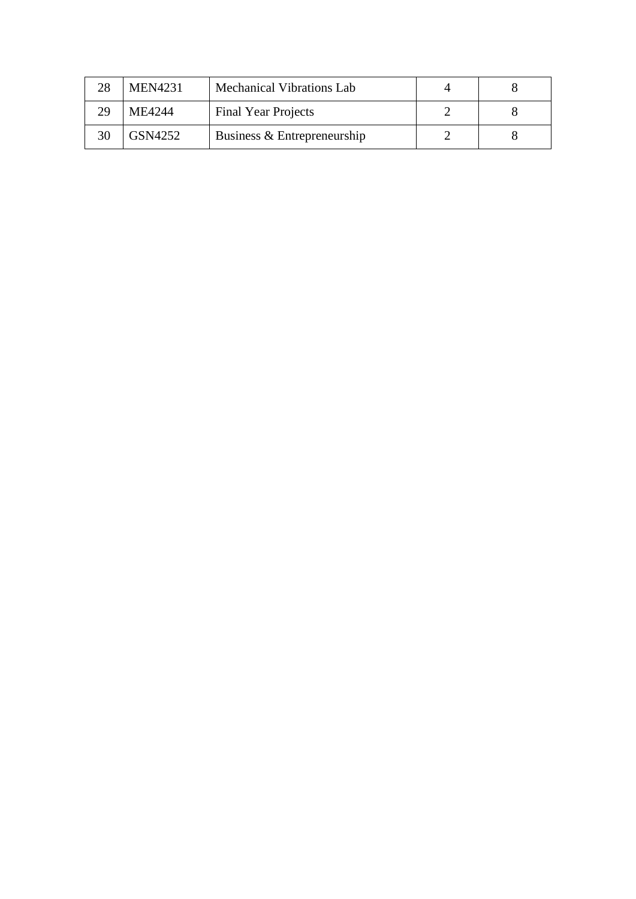| | | | | |
|---|---|---|---|---|
| 28 | MEN4231 | Mechanical Vibrations Lab | 4 | 8 |
| 29 | ME4244 | Final Year Projects | 2 | 8 |
| 30 | GSN4252 | Business & Entrepreneurship | 2 | 8 |